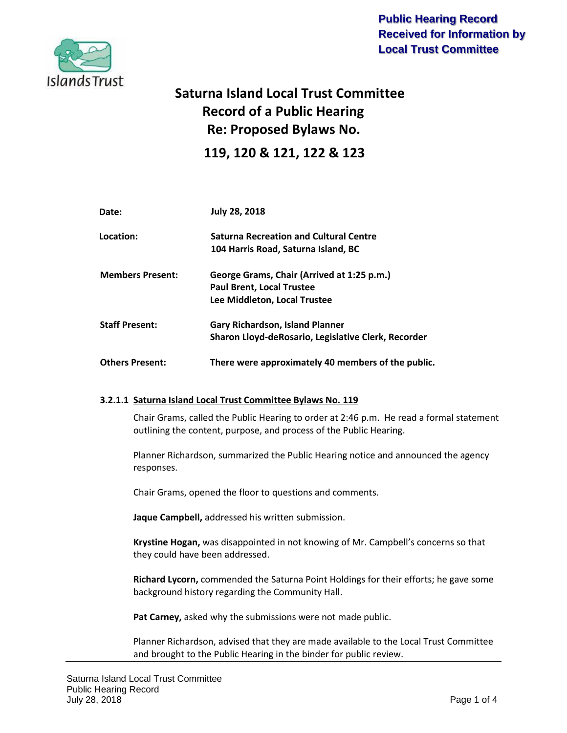**Public Hearing Record Received for Information by Local Trust Committee**

# Saturna Island Local Trust Committee Record of a Public Hearing Re: Proposed Bylaws No. 119, 120 & 121, 122 & 123

| | |
|---|---|
| **Date:** | **July 28, 2018** |
| **Location:** | **Saturna Recreation and Cultural Centre 104 Harris Road, Saturna Island, BC** |
| **Members Present:** | **George Grams, Chair (Arrived at 1:25 p.m.) Paul Brent, Local Trustee Lee Middleton, Local Trustee** |
| **Staff Present:** | **Gary Richardson, Island Planner Sharon Lloyd-deRosario, Legislative Clerk, Recorder** |
| **Others Present:** | **There were approximately 40 members of the public.** |

### 3.2.1.1 Saturna Island Local Trust Committee Bylaws No. 119

Chair Grams, called the Public Hearing to order at 2:46 p.m. He read a formal statement outlining the content, purpose, and process of the Public Hearing.

Planner Richardson, summarized the Public Hearing notice and announced the agency responses.

Chair Grams, opened the floor to questions and comments.

**Jaque Campbell,** addressed his written submission.

**Krystine Hogan,** was disappointed in not knowing of Mr. Campbell's concerns so that they could have been addressed.

**Richard Lycorn,** commended the Saturna Point Holdings for their efforts; he gave some background history regarding the Community Hall.

**Pat Carney,** asked why the submissions were not made public.

Planner Richardson, advised that they are made available to the Local Trust Committee and brought to the Public Hearing in the binder for public review.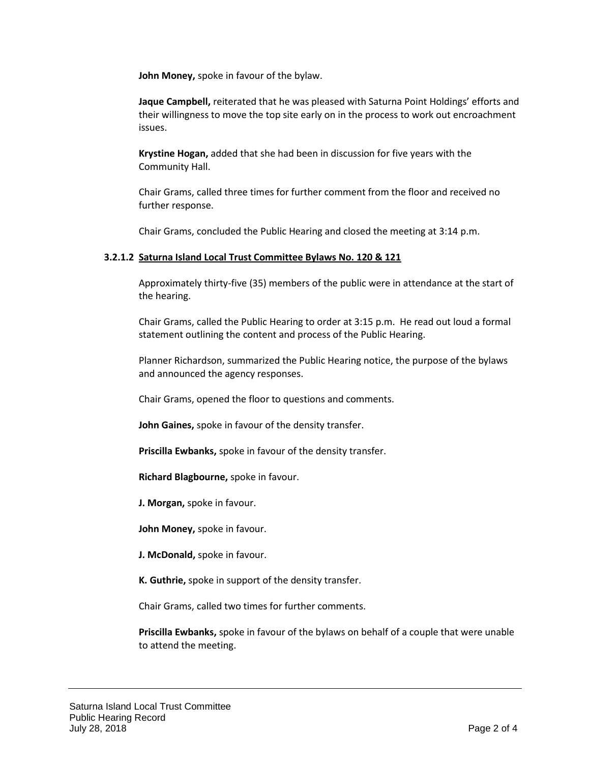**John Money,** spoke in favour of the bylaw.

**Jaque Campbell,** reiterated that he was pleased with Saturna Point Holdings' efforts and their willingness to move the top site early on in the process to work out encroachment issues.

**Krystine Hogan,** added that she had been in discussion for five years with the Community Hall.

Chair Grams, called three times for further comment from the floor and received no further response.

Chair Grams, concluded the Public Hearing and closed the meeting at 3:14 p.m.

#### 3.2.1.2 Saturna Island Local Trust Committee Bylaws No. 120 & 121

Approximately thirty-five (35) members of the public were in attendance at the start of the hearing.

Chair Grams, called the Public Hearing to order at 3:15 p.m. He read out loud a formal statement outlining the content and process of the Public Hearing.

Planner Richardson, summarized the Public Hearing notice, the purpose of the bylaws and announced the agency responses.

Chair Grams, opened the floor to questions and comments.

**John Gaines,** spoke in favour of the density transfer.

**Priscilla Ewbanks,** spoke in favour of the density transfer.

**Richard Blagbourne,** spoke in favour.

**J. Morgan,** spoke in favour.

**John Money,** spoke in favour.

**J. McDonald,** spoke in favour.

**K. Guthrie,** spoke in support of the density transfer.

Chair Grams, called two times for further comments.

**Priscilla Ewbanks,** spoke in favour of the bylaws on behalf of a couple that were unable to attend the meeting.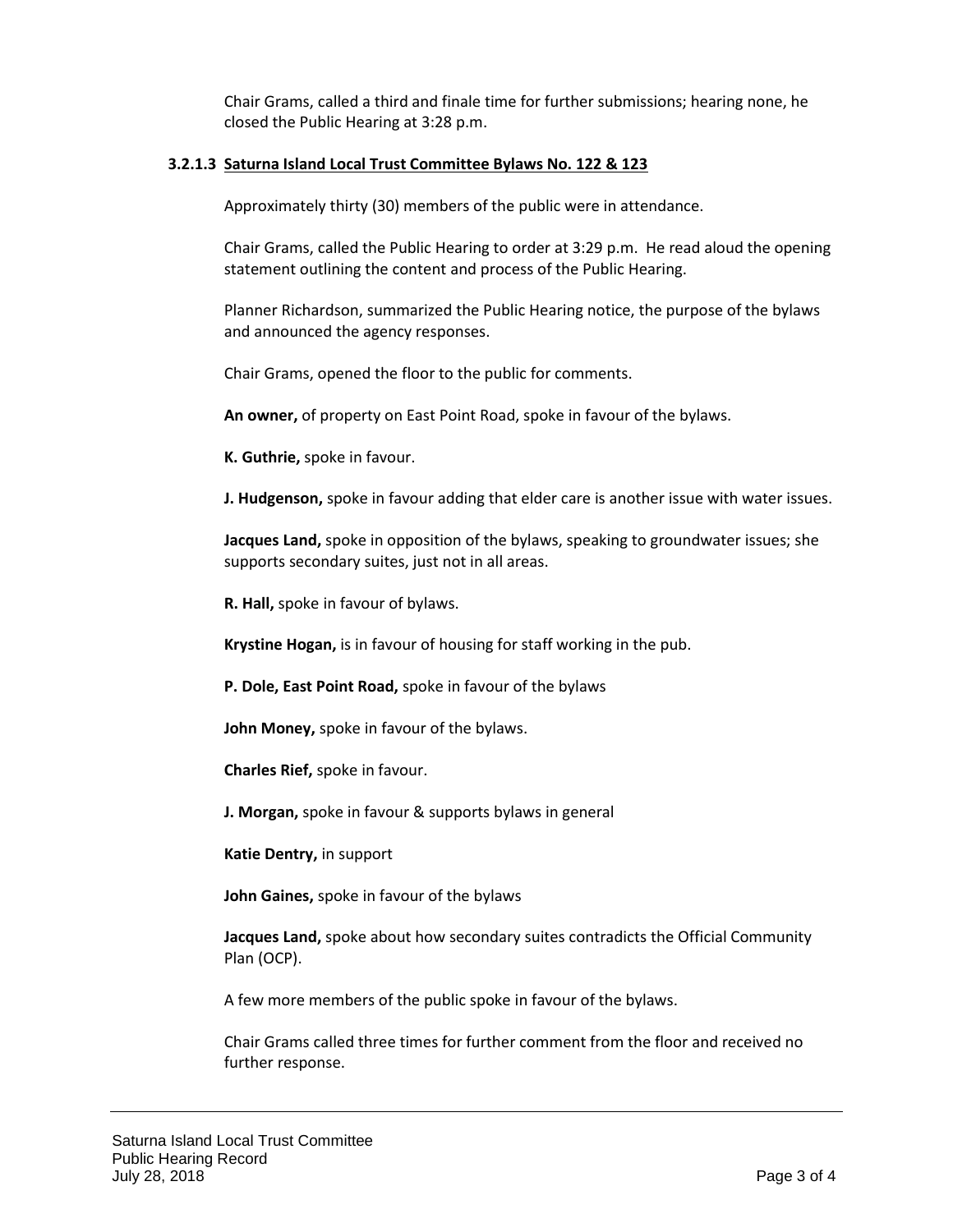Chair Grams, called a third and finale time for further submissions; hearing none, he closed the Public Hearing at 3:28 p.m.

### 3.2.1.3 Saturna Island Local Trust Committee Bylaws No. 122 & 123

Approximately thirty (30) members of the public were in attendance.

Chair Grams, called the Public Hearing to order at 3:29 p.m. He read aloud the opening statement outlining the content and process of the Public Hearing.

Planner Richardson, summarized the Public Hearing notice, the purpose of the bylaws and announced the agency responses.

Chair Grams, opened the floor to the public for comments.

**An owner,** of property on East Point Road, spoke in favour of the bylaws.

**K. Guthrie,** spoke in favour.

**J. Hudgenson,** spoke in favour adding that elder care is another issue with water issues.

**Jacques Land,** spoke in opposition of the bylaws, speaking to groundwater issues; she supports secondary suites, just not in all areas.

**R. Hall,** spoke in favour of bylaws.

**Krystine Hogan,** is in favour of housing for staff working in the pub.

**P. Dole, East Point Road,** spoke in favour of the bylaws

**John Money,** spoke in favour of the bylaws.

**Charles Rief,** spoke in favour.

**J. Morgan,** spoke in favour & supports bylaws in general

**Katie Dentry,** in support

**John Gaines,** spoke in favour of the bylaws

**Jacques Land,** spoke about how secondary suites contradicts the Official Community Plan (OCP).

A few more members of the public spoke in favour of the bylaws.

Chair Grams called three times for further comment from the floor and received no further response.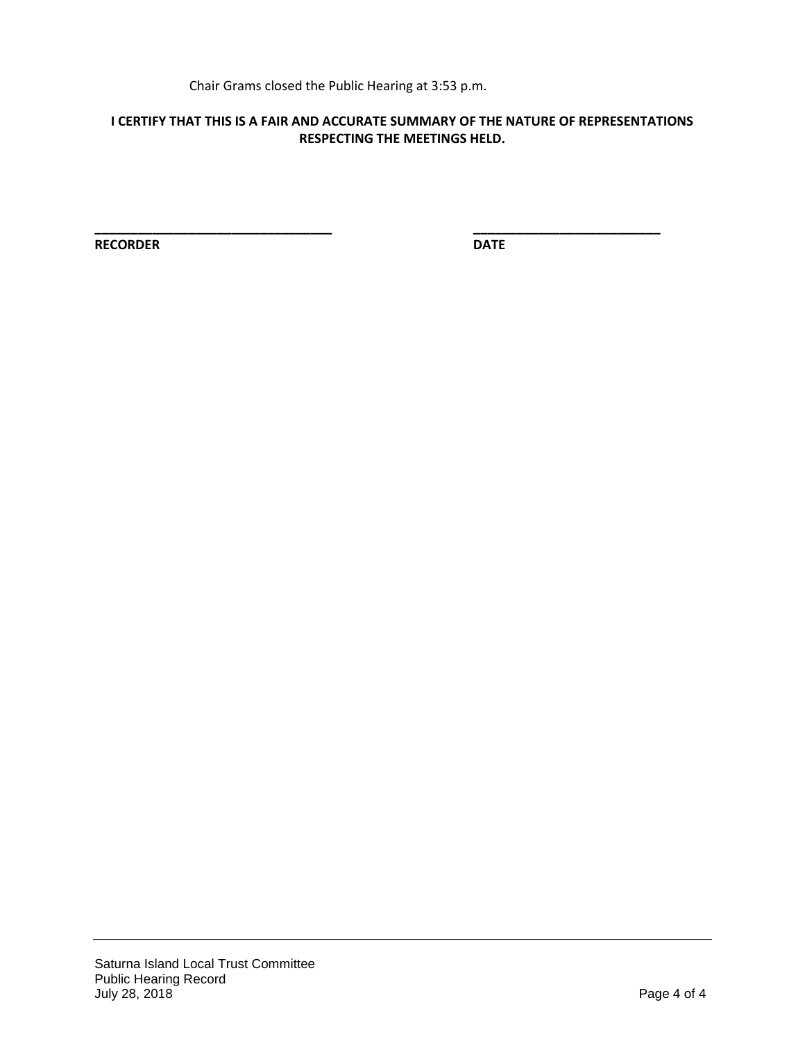Chair Grams closed the Public Hearing at 3:53 p.m.

**I CERTIFY THAT THIS IS A FAIR AND ACCURATE SUMMARY OF THE NATURE OF REPRESENTATIONS RESPECTING THE MEETINGS HELD.**

| | |
|---|---|
| ________________________________ | ___________________________ |
| **RECORDER** | **DATE** |